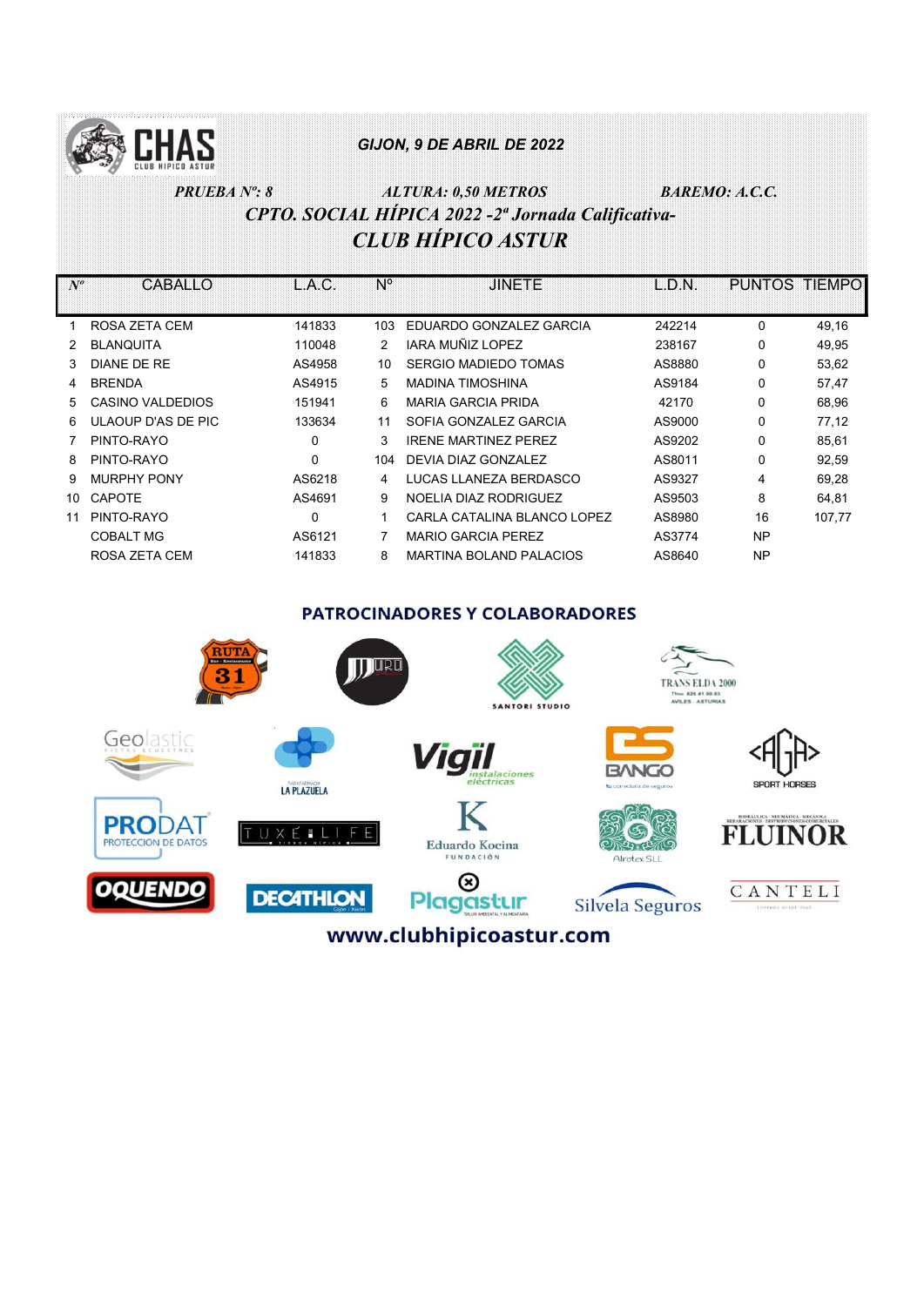GIJON, 9 DE ABRIL DE 2022

*PRUEBA Nº: 8* *ALTURA: 0,50 METROS* *BAREMO: A.C.C.*

## *CPTO. SOCIAL HÍPICA 2022 -2ª Jornada Calificativa-*

## *CLUB HÍPICO ASTUR*

| Nº | CABALLO | L.A.C. | Nº | JINETE | L.D.N. | PUNTOS | TIEMPO |
|---|---|---|---|---|---|---|---|
| 1 | ROSA ZETA CEM | 141833 | 103 | EDUARDO GONZALEZ GARCIA | 242214 | 0 | 49,16 |
| 2 | BLANQUITA | 110048 | 2 | IARA MUÑIZ LOPEZ | 238167 | 0 | 49,95 |
| 3 | DIANE DE RE | AS4958 | 10 | SERGIO MADIEDO TOMAS | AS8880 | 0 | 53,62 |
| 4 | BRENDA | AS4915 | 5 | MADINA TIMOSHINA | AS9184 | 0 | 57,47 |
| 5 | CASINO VALDEDIOS | 151941 | 6 | MARIA GARCIA PRIDA | 42170 | 0 | 68,96 |
| 6 | ULAOUP D'AS DE PIC | 133634 | 11 | SOFIA GONZALEZ GARCIA | AS9000 | 0 | 77,12 |
| 7 | PINTO-RAYO | 0 | 3 | IRENE MARTINEZ PEREZ | AS9202 | 0 | 85,61 |
| 8 | PINTO-RAYO | 0 | 104 | DEVIA DIAZ GONZALEZ | AS8011 | 0 | 92,59 |
| 9 | MURPHY PONY | AS6218 | 4 | LUCAS LLANEZA BERDASCO | AS9327 | 4 | 69,28 |
| 10 | CAPOTE | AS4691 | 9 | NOELIA DIAZ RODRIGUEZ | AS9503 | 8 | 64,81 |
| 11 | PINTO-RAYO | 0 | 1 | CARLA CATALINA BLANCO LOPEZ | AS8980 | 16 | 107,77 |
| | COBALT MG | AS6121 | 7 | MARIO GARCIA PEREZ | AS3774 | NP | |
| | ROSA ZETA CEM | 141833 | 8 | MARTINA BOLAND PALACIOS | AS8640 | NP | |

**PATROCINADORES Y COLABORADORES**

www.clubhipicoastur.com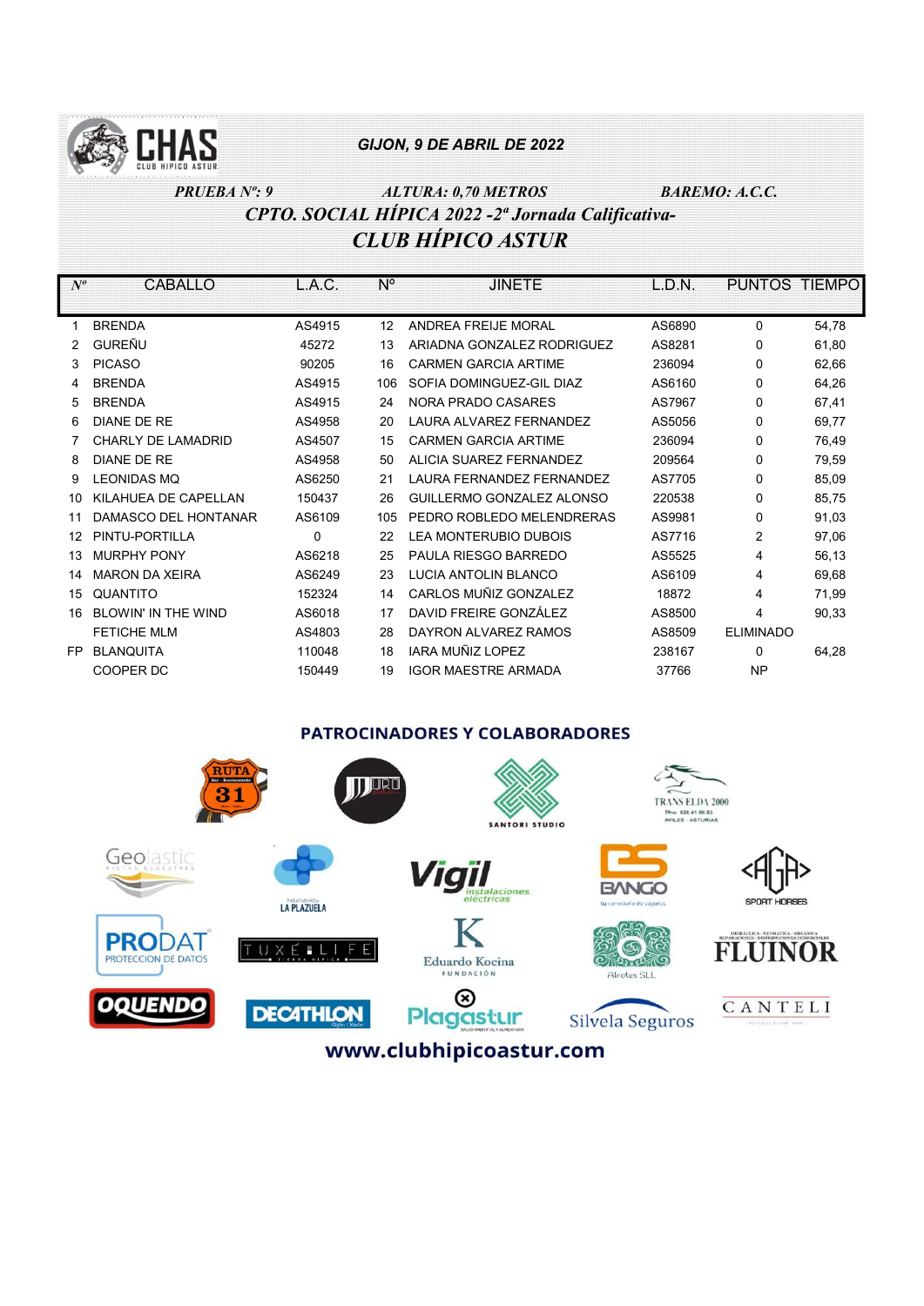GIJON, 9 DE ABRIL DE 2022

*PRUEBA Nº: 9* *ALTURA: 0,70 METROS* *BAREMO: A.C.C.*

## *CPTO. SOCIAL HÍPICA 2022 -2ª Jornada Calificativa-*

## *CLUB HÍPICO ASTUR*

| Nº | CABALLO | L.A.C. | Nº | JINETE | L.D.N. | PUNTOS | TIEMPO |
|---|---|---|---|---|---|---|---|
| 1 | BRENDA | AS4915 | 12 | ANDREA FREIJE MORAL | AS6890 | 0 | 54,78 |
| 2 | GUREÑU | 45272 | 13 | ARIADNA GONZALEZ RODRIGUEZ | AS8281 | 0 | 61,80 |
| 3 | PICASO | 90205 | 16 | CARMEN GARCIA ARTIME | 236094 | 0 | 62,66 |
| 4 | BRENDA | AS4915 | 106 | SOFIA DOMINGUEZ-GIL DIAZ | AS6160 | 0 | 64,26 |
| 5 | BRENDA | AS4915 | 24 | NORA PRADO CASARES | AS7967 | 0 | 67,41 |
| 6 | DIANE DE RE | AS4958 | 20 | LAURA ALVAREZ FERNANDEZ | AS5056 | 0 | 69,77 |
| 7 | CHARLY DE LAMADRID | AS4507 | 15 | CARMEN GARCIA ARTIME | 236094 | 0 | 76,49 |
| 8 | DIANE DE RE | AS4958 | 50 | ALICIA SUAREZ FERNANDEZ | 209564 | 0 | 79,59 |
| 9 | LEONIDAS MQ | AS6250 | 21 | LAURA FERNANDEZ FERNANDEZ | AS7705 | 0 | 85,09 |
| 10 | KILAHUEA DE CAPELLAN | 150437 | 26 | GUILLERMO GONZALEZ ALONSO | 220538 | 0 | 85,75 |
| 11 | DAMASCO DEL HONTANAR | AS6109 | 105 | PEDRO ROBLEDO MELENDRERAS | AS9981 | 0 | 91,03 |
| 12 | PINTU-PORTILLA | 0 | 22 | LEA MONTERUBIO DUBOIS | AS7716 | 2 | 97,06 |
| 13 | MURPHY PONY | AS6218 | 25 | PAULA RIESGO BARREDO | AS5525 | 4 | 56,13 |
| 14 | MARON DA XEIRA | AS6249 | 23 | LUCIA ANTOLIN BLANCO | AS6109 | 4 | 69,68 |
| 15 | QUANTITO | 152324 | 14 | CARLOS MUÑIZ GONZALEZ | 18872 | 4 | 71,99 |
| 16 | BLOWIN' IN THE WIND | AS6018 | 17 | DAVID FREIRE GONZÁLEZ | AS8500 | 4 | 90,33 |
| | FETICHE MLM | AS4803 | 28 | DAYRON ALVAREZ RAMOS | AS8509 | ELIMINADO | |
| FP | BLANQUITA | 110048 | 18 | IARA MUÑIZ LOPEZ | 238167 | 0 | 64,28 |
| | COOPER DC | 150449 | 19 | IGOR MAESTRE ARMADA | 37766 | NP | |

**PATROCINADORES Y COLABORADORES**

www.clubhipicoastur.com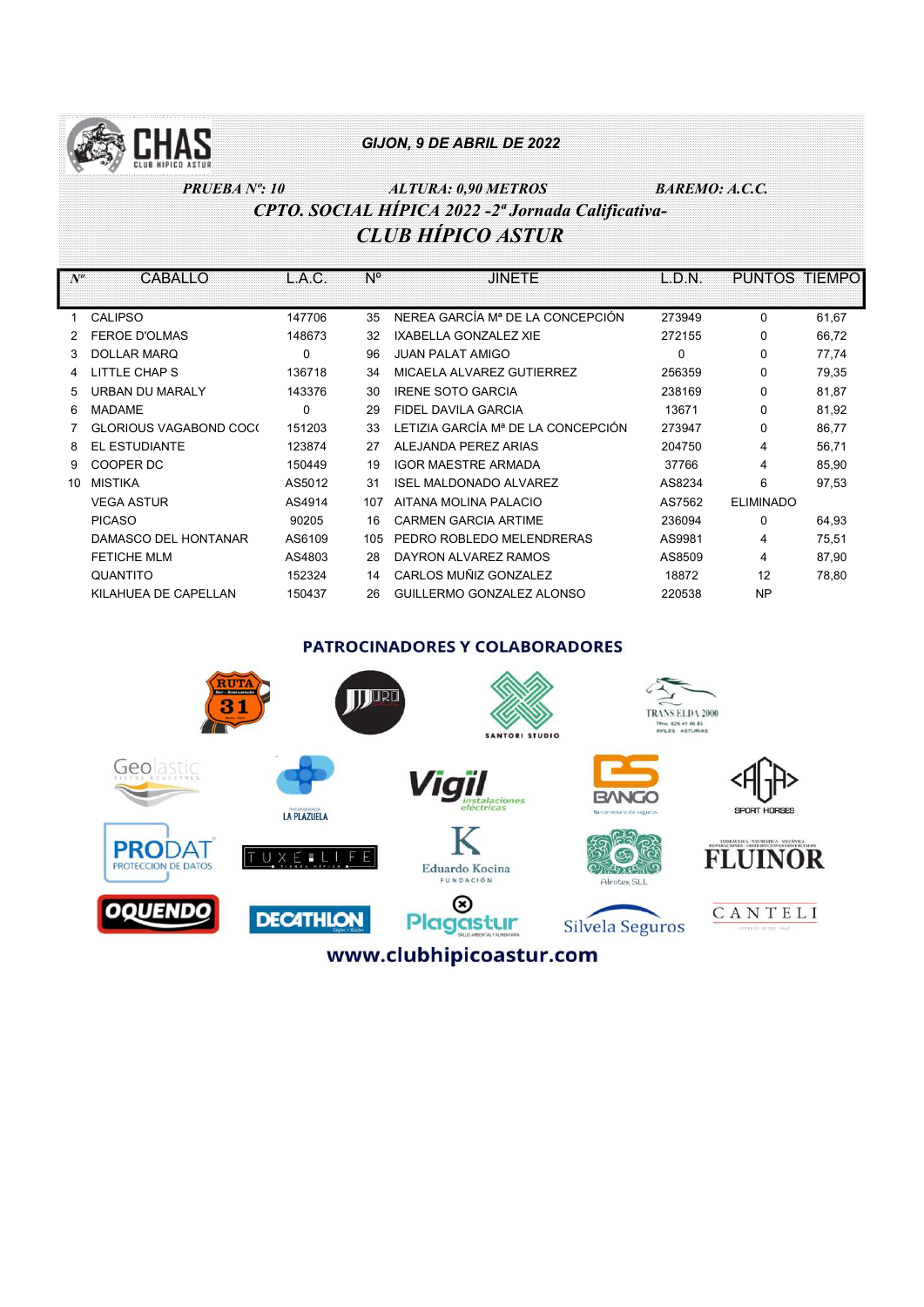CHAS CLUB HIPICO ASTUR

***GIJON, 9 DE ABRIL DE 2022***

***PRUEBA Nº: 10*** ***ALTURA: 0,90 METROS*** ***BAREMO: A.C.C.***

## *CPTO. SOCIAL HÍPICA 2022 -2ª Jornada Calificativa-*

## *CLUB HÍPICO ASTUR*

| Nº | CABALLO | L.A.C. | Nº | JINETE | L.D.N. | PUNTOS | TIEMPO |
|---|---|---|---|---|---|---|---|
| 1 | CALIPSO | 147706 | 35 | NEREA GARCÍA Mª DE LA CONCEPCIÓN | 273949 | 0 | 61,67 |
| 2 | FEROE D'OLMAS | 148673 | 32 | IXABELLA GONZALEZ XIE | 272155 | 0 | 66,72 |
| 3 | DOLLAR MARQ | 0 | 96 | JUAN PALAT AMIGO | 0 | 0 | 77,74 |
| 4 | LITTLE CHAP S | 136718 | 34 | MICAELA ALVAREZ GUTIERREZ | 256359 | 0 | 79,35 |
| 5 | URBAN DU MARALY | 143376 | 30 | IRENE SOTO GARCIA | 238169 | 0 | 81,87 |
| 6 | MADAME | 0 | 29 | FIDEL DAVILA GARCIA | 13671 | 0 | 81,92 |
| 7 | GLORIOUS VAGABOND COC( | 151203 | 33 | LETIZIA GARCÍA Mª DE LA CONCEPCIÓN | 273947 | 0 | 86,77 |
| 8 | EL ESTUDIANTE | 123874 | 27 | ALEJANDA PEREZ ARIAS | 204750 | 4 | 56,71 |
| 9 | COOPER DC | 150449 | 19 | IGOR MAESTRE ARMADA | 37766 | 4 | 85,90 |
| 10 | MISTIKA | AS5012 | 31 | ISEL MALDONADO ALVAREZ | AS8234 | 6 | 97,53 |
| | VEGA ASTUR | AS4914 | 107 | AITANA MOLINA PALACIO | AS7562 | ELIMINADO | |
| | PICASO | 90205 | 16 | CARMEN GARCIA ARTIME | 236094 | 0 | 64,93 |
| | DAMASCO DEL HONTANAR | AS6109 | 105 | PEDRO ROBLEDO MELENDRERAS | AS9981 | 4 | 75,51 |
| | FETICHE MLM | AS4803 | 28 | DAYRON ALVAREZ RAMOS | AS8509 | 4 | 87,90 |
| | QUANTITO | 152324 | 14 | CARLOS MUÑIZ GONZALEZ | 18872 | 12 | 78,80 |
| | KILAHUEA DE CAPELLAN | 150437 | 26 | GUILLERMO GONZALEZ ALONSO | 220538 | NP | |

### PATROCINADORES Y COLABORADORES

RUTA 31 · JURO · SANTORI STUDIO · TRANS ELDA 2000 · Geolastic · LA PLAZUELA · Vigil instalaciones eléctricas · BANGO · AGA SPORT HORSES · PRODAT PROTECCION DE DATOS · TUXE LIFE · Eduardo Kocina FUNDACIÓN · Alrotex SLL · FLUINOR · OQUENDO · DECATHLON · Plagastur · Silvela Seguros · CANTELI

www.clubhipicoastur.com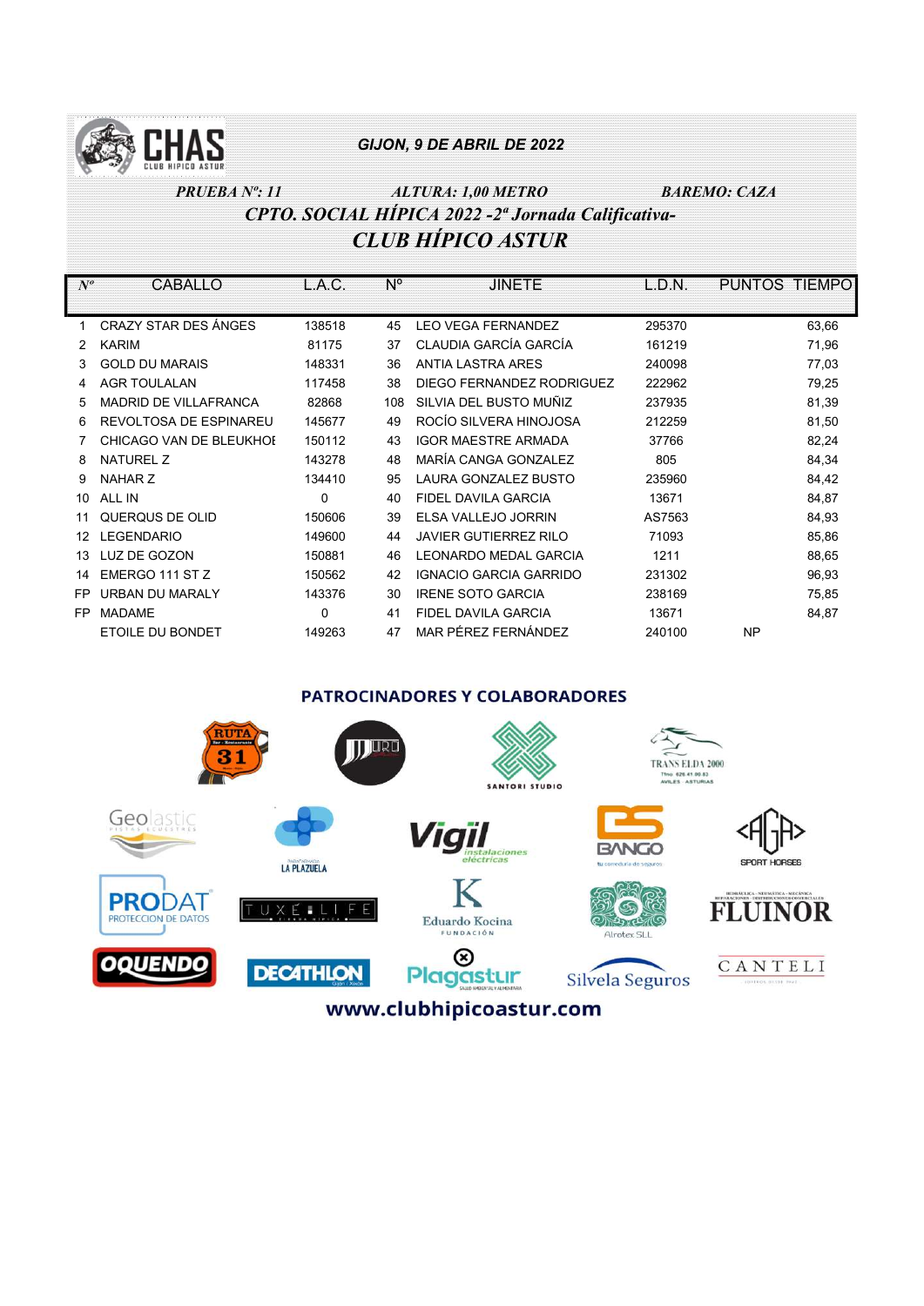CHAS CLUB HIPICO ASTUR

*GIJON, 9 DE ABRIL DE 2022*

***PRUEBA Nº: 11*** ***ALTURA: 1,00 METRO*** ***BAREMO: CAZA***

## *CPTO. SOCIAL HÍPICA 2022 -2ª Jornada Calificativa-*

## *CLUB HÍPICO ASTUR*

| Nº | CABALLO | L.A.C. | Nº | JINETE | L.D.N. | PUNTOS | TIEMPO |
|---|---|---|---|---|---|---|---|
| 1 | CRAZY STAR DES ÁNGES | 138518 | 45 | LEO VEGA FERNANDEZ | 295370 | | 63,66 |
| 2 | KARIM | 81175 | 37 | CLAUDIA GARCÍA GARCÍA | 161219 | | 71,96 |
| 3 | GOLD DU MARAIS | 148331 | 36 | ANTIA LASTRA ARES | 240098 | | 77,03 |
| 4 | AGR TOULALAN | 117458 | 38 | DIEGO FERNANDEZ RODRIGUEZ | 222962 | | 79,25 |
| 5 | MADRID DE VILLAFRANCA | 82868 | 108 | SILVIA DEL BUSTO MUÑIZ | 237935 | | 81,39 |
| 6 | REVOLTOSA DE ESPINAREU | 145677 | 49 | ROCÍO SILVERA HINOJOSA | 212259 | | 81,50 |
| 7 | CHICAGO VAN DE BLEUKHOF | 150112 | 43 | IGOR MAESTRE ARMADA | 37766 | | 82,24 |
| 8 | NATUREL Z | 143278 | 48 | MARÍA CANGA GONZALEZ | 805 | | 84,34 |
| 9 | NAHAR Z | 134410 | 95 | LAURA GONZALEZ BUSTO | 235960 | | 84,42 |
| 10 | ALL IN | 0 | 40 | FIDEL DAVILA GARCIA | 13671 | | 84,87 |
| 11 | QUERQUS DE OLID | 150606 | 39 | ELSA VALLEJO JORRIN | AS7563 | | 84,93 |
| 12 | LEGENDARIO | 149600 | 44 | JAVIER GUTIERREZ RILO | 71093 | | 85,86 |
| 13 | LUZ DE GOZON | 150881 | 46 | LEONARDO MEDAL GARCIA | 1211 | | 88,65 |
| 14 | EMERGO 111 ST Z | 150562 | 42 | IGNACIO GARCIA GARRIDO | 231302 | | 96,93 |
| FP | URBAN DU MARALY | 143376 | 30 | IRENE SOTO GARCIA | 238169 | | 75,85 |
| FP | MADAME | 0 | 41 | FIDEL DAVILA GARCIA | 13671 | | 84,87 |
| | ETOILE DU BONDET | 149263 | 47 | MAR PÉREZ FERNÁNDEZ | 240100 | NP | |

**PATROCINADORES Y COLABORADORES**

RUTA 31 · SANTORI STUDIO · TRANS ELDA 2000 · Geolastic · LA PLAZUELA · Vigil instalaciones eléctricas · BANGO · AGA SPORT HORSES · PRODAT PROTECCION DE DATOS · TUXE LIFE · Eduardo Kocina FUNDACIÓN · Alrotex SLL · FLUINOR · OQUENDO · DECATHLON · Plagastur · Silvela Seguros · CANTELI

www.clubhipicoastur.com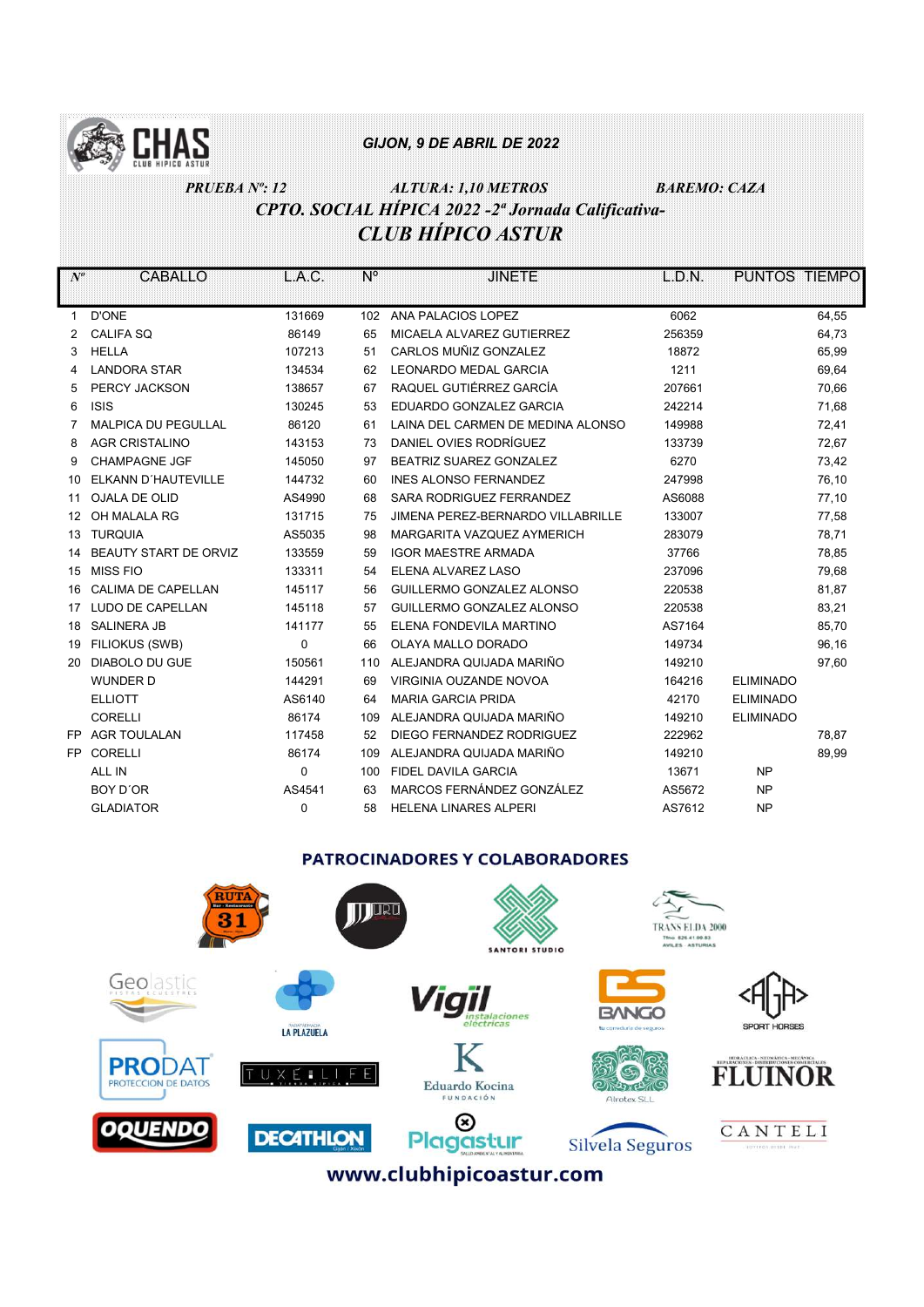CHAS CLUB HIPICO ASTUR

***GIJON, 9 DE ABRIL DE 2022***

***PRUEBA Nº: 12*** ***ALTURA: 1,10 METROS*** ***BAREMO: CAZA***

## *CPTO. SOCIAL HÍPICA 2022 -2ª Jornada Calificativa-*

## *CLUB HÍPICO ASTUR*

| Nº | CABALLO | L.A.C. | Nº | JINETE | L.D.N. | PUNTOS | TIEMPO |
|---|---|---|---|---|---|---|---|
| 1 | D'ONE | 131669 | 102 | ANA PALACIOS LOPEZ | 6062 | | 64,55 |
| 2 | CALIFA SQ | 86149 | 65 | MICAELA ALVAREZ GUTIERREZ | 256359 | | 64,73 |
| 3 | HELLA | 107213 | 51 | CARLOS MUÑIZ GONZALEZ | 18872 | | 65,99 |
| 4 | LANDORA STAR | 134534 | 62 | LEONARDO MEDAL GARCIA | 1211 | | 69,64 |
| 5 | PERCY JACKSON | 138657 | 67 | RAQUEL GUTIÉRREZ GARCÍA | 207661 | | 70,66 |
| 6 | ISIS | 130245 | 53 | EDUARDO GONZALEZ GARCIA | 242214 | | 71,68 |
| 7 | MALPICA DU PEGULLAL | 86120 | 61 | LAINA DEL CARMEN DE MEDINA ALONSO | 149988 | | 72,41 |
| 8 | AGR CRISTALINO | 143153 | 73 | DANIEL OVIES RODRÍGUEZ | 133739 | | 72,67 |
| 9 | CHAMPAGNE JGF | 145050 | 97 | BEATRIZ SUAREZ GONZALEZ | 6270 | | 73,42 |
| 10 | ELKANN D´HAUTEVILLE | 144732 | 60 | INES ALONSO FERNANDEZ | 247998 | | 76,10 |
| 11 | OJALA DE OLID | AS4990 | 68 | SARA RODRIGUEZ FERRANDEZ | AS6088 | | 77,10 |
| 12 | OH MALALA RG | 131715 | 75 | JIMENA PEREZ-BERNARDO VILLABRILLE | 133007 | | 77,58 |
| 13 | TURQUIA | AS5035 | 98 | MARGARITA VAZQUEZ AYMERICH | 283079 | | 78,71 |
| 14 | BEAUTY START DE ORVIZ | 133559 | 59 | IGOR MAESTRE ARMADA | 37766 | | 78,85 |
| 15 | MISS FIO | 133311 | 54 | ELENA ALVAREZ LASO | 237096 | | 79,68 |
| 16 | CALIMA DE CAPELLAN | 145117 | 56 | GUILLERMO GONZALEZ ALONSO | 220538 | | 81,87 |
| 17 | LUDO DE CAPELLAN | 145118 | 57 | GUILLERMO GONZALEZ ALONSO | 220538 | | 83,21 |
| 18 | SALINERA JB | 141177 | 55 | ELENA FONDEVILA MARTINO | AS7164 | | 85,70 |
| 19 | FILIOKUS (SWB) | 0 | 66 | OLAYA MALLO DORADO | 149734 | | 96,16 |
| 20 | DIABOLO DU GUE | 150561 | 110 | ALEJANDRA QUIJADA MARIÑO | 149210 | | 97,60 |
| | WUNDER D | 144291 | 69 | VIRGINIA OUZANDE NOVOA | 164216 | ELIMINADO | |
| | ELLIOTT | AS6140 | 64 | MARIA GARCIA PRIDA | 42170 | ELIMINADO | |
| | CORELLI | 86174 | 109 | ALEJANDRA QUIJADA MARIÑO | 149210 | ELIMINADO | |
| FP | AGR TOULALAN | 117458 | 52 | DIEGO FERNANDEZ RODRIGUEZ | 222962 | | 78,87 |
| FP | CORELLI | 86174 | 109 | ALEJANDRA QUIJADA MARIÑO | 149210 | | 89,99 |
| | ALL IN | 0 | 100 | FIDEL DAVILA GARCIA | 13671 | NP | |
| | BOY D´OR | AS4541 | 63 | MARCOS FERNÁNDEZ GONZÁLEZ | AS5672 | NP | |
| | GLADIATOR | 0 | 58 | HELENA LINARES ALPERI | AS7612 | NP | |

**PATROCINADORES Y COLABORADORES**

RUTA 31 · SANTORI STUDIO · TRANS ELDA 2000 · Geolastic · LA PLAZUELA · Vigil instalaciones eléctricas · BANGO · AGA SPORT HORSES · PRODAT PROTECCION DE DATOS · TUXE LIFE · Eduardo Kocina FUNDACIÓN · Alrotex SLL · FLUINOR · OQUENDO · DECATHLON · Plagastur · Silvela Seguros · CANTELI

**www.clubhipicoastur.com**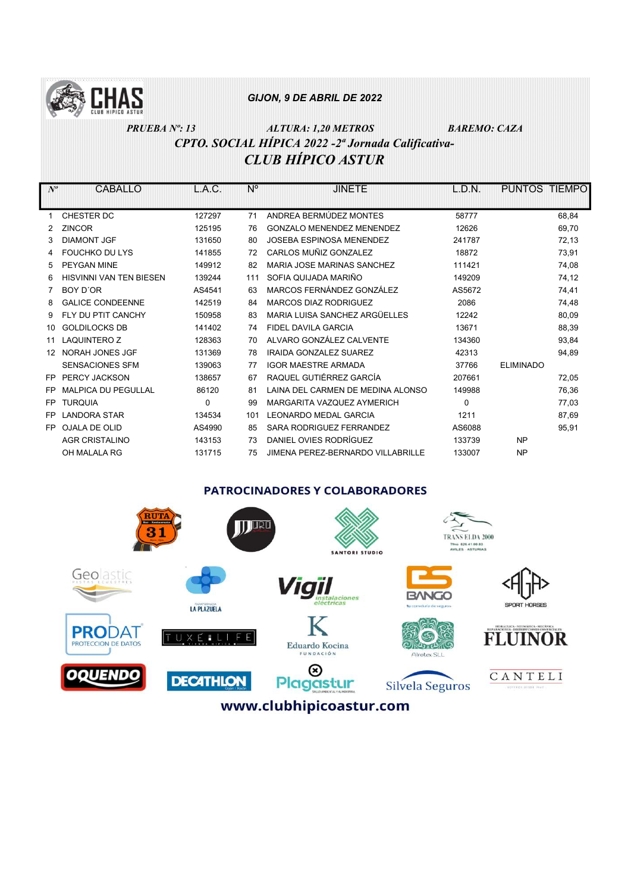CHAS CLUB HIPICO ASTUR

***GIJON, 9 DE ABRIL DE 2022***

***PRUEBA Nº: 13*** ***ALTURA: 1,20 METROS*** ***BAREMO: CAZA***

## *CPTO. SOCIAL HÍPICA 2022 -2ª Jornada Calificativa-*

## *CLUB HÍPICO ASTUR*

| Nº | CABALLO | L.A.C. | Nº | JINETE | L.D.N. | PUNTOS | TIEMPO |
|---|---|---|---|---|---|---|---|
| 1 | CHESTER DC | 127297 | 71 | ANDREA BERMÚDEZ MONTES | 58777 | | 68,84 |
| 2 | ZINCOR | 125195 | 76 | GONZALO MENENDEZ MENENDEZ | 12626 | | 69,70 |
| 3 | DIAMONT JGF | 131650 | 80 | JOSEBA ESPINOSA MENENDEZ | 241787 | | 72,13 |
| 4 | FOUCHKO DU LYS | 141855 | 72 | CARLOS MUÑIZ GONZALEZ | 18872 | | 73,91 |
| 5 | PEYGAN MINE | 149912 | 82 | MARIA JOSE MARINAS SANCHEZ | 111421 | | 74,08 |
| 6 | HISVINNI VAN TEN BIESEN | 139244 | 111 | SOFIA QUIJADA MARIÑO | 149209 | | 74,12 |
| 7 | BOY D´OR | AS4541 | 63 | MARCOS FERNÁNDEZ GONZÁLEZ | AS5672 | | 74,41 |
| 8 | GALICE CONDEENNE | 142519 | 84 | MARCOS DIAZ RODRIGUEZ | 2086 | | 74,48 |
| 9 | FLY DU PTIT CANCHY | 150958 | 83 | MARIA LUISA SANCHEZ ARGÜELLES | 12242 | | 80,09 |
| 10 | GOLDILOCKS DB | 141402 | 74 | FIDEL DAVILA GARCIA | 13671 | | 88,39 |
| 11 | LAQUINTERO Z | 128363 | 70 | ALVARO GONZÁLEZ CALVENTE | 134360 | | 93,84 |
| 12 | NORAH JONES JGF | 131369 | 78 | IRAIDA GONZALEZ SUAREZ | 42313 | | 94,89 |
| | SENSACIONES SFM | 139063 | 77 | IGOR MAESTRE ARMADA | 37766 | ELIMINADO | |
| FP | PERCY JACKSON | 138657 | 67 | RAQUEL GUTIÉRREZ GARCÍA | 207661 | | 72,05 |
| FP | MALPICA DU PEGULLAL | 86120 | 81 | LAINA DEL CARMEN DE MEDINA ALONSO | 149988 | | 76,36 |
| FP | TURQUIA | 0 | 99 | MARGARITA VAZQUEZ AYMERICH | 0 | | 77,03 |
| FP | LANDORA STAR | 134534 | 101 | LEONARDO MEDAL GARCIA | 1211 | | 87,69 |
| FP | OJALA DE OLID | AS4990 | 85 | SARA RODRIGUEZ FERRANDEZ | AS6088 | | 95,91 |
| | AGR CRISTALINO | 143153 | 73 | DANIEL OVIES RODRÍGUEZ | 133739 | NP | |
| | OH MALALA RG | 131715 | 75 | JIMENA PEREZ-BERNARDO VILLABRILLE | 133007 | NP | |

### PATROCINADORES Y COLABORADORES

RUTA 31 · URO · SANTORI STUDIO · TRANS ELDA 2000 · Geolastic · LA PLAZUELA · Vigil instalaciones eléctricas · BANGO · AGA SPORT HORSES · PRODAT PROTECCION DE DATOS · TUXÉ LIFE · Eduardo Kocina FUNDACIÓN · Alrotex SLL · FLUINOR · OQUENDO · DECATHLON · Plagastur · Silvela Seguros · CANTELI

www.clubhipicoastur.com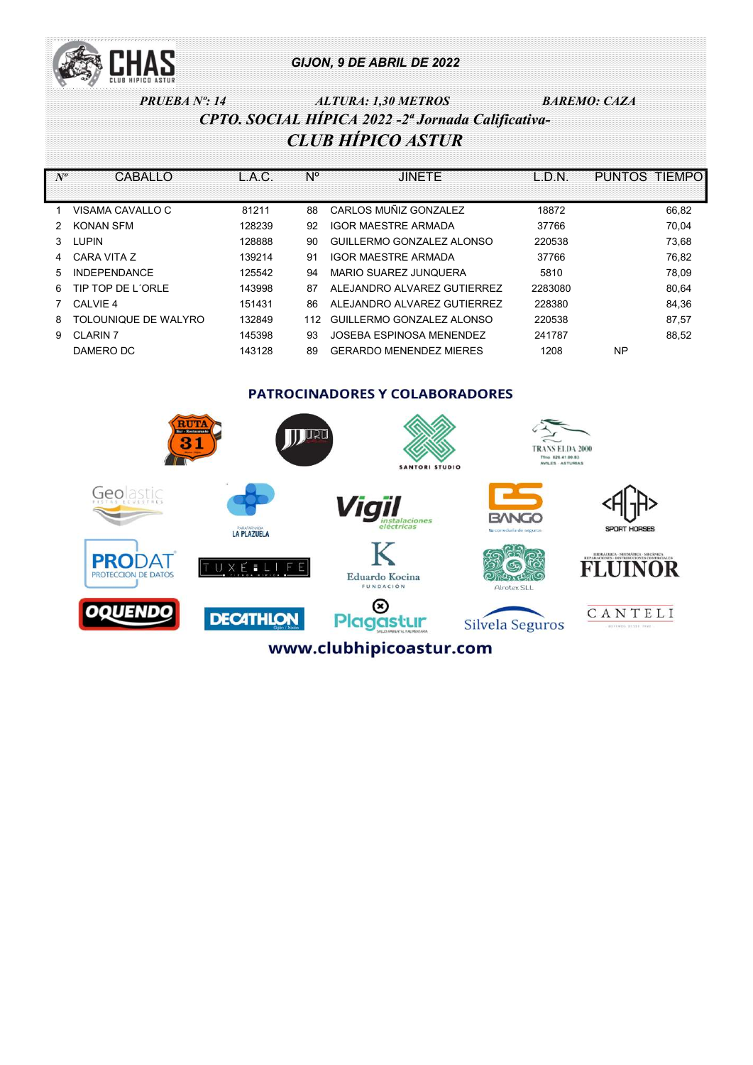GIJON, 9 DE ABRIL DE 2022

*PRUEBA Nº: 14* *ALTURA: 1,30 METROS* *BAREMO: CAZA*

## *CPTO. SOCIAL HÍPICA 2022 -2ª Jornada Calificativa-*

## *CLUB HÍPICO ASTUR*

| Nº | CABALLO | L.A.C. | Nº | JINETE | L.D.N. | PUNTOS | TIEMPO |
|---|---|---|---|---|---|---|---|
| 1 | VISAMA CAVALLO C | 81211 | 88 | CARLOS MUÑIZ GONZALEZ | 18872 | | 66,82 |
| 2 | KONAN SFM | 128239 | 92 | IGOR MAESTRE ARMADA | 37766 | | 70,04 |
| 3 | LUPIN | 128888 | 90 | GUILLERMO GONZALEZ ALONSO | 220538 | | 73,68 |
| 4 | CARA VITA Z | 139214 | 91 | IGOR MAESTRE ARMADA | 37766 | | 76,82 |
| 5 | INDEPENDANCE | 125542 | 94 | MARIO SUAREZ JUNQUERA | 5810 | | 78,09 |
| 6 | TIP TOP DE L´ORLE | 143998 | 87 | ALEJANDRO ALVAREZ GUTIERREZ | 2283080 | | 80,64 |
| 7 | CALVIE 4 | 151431 | 86 | ALEJANDRO ALVAREZ GUTIERREZ | 228380 | | 84,36 |
| 8 | TOLOUNIQUE DE WALYRO | 132849 | 112 | GUILLERMO GONZALEZ ALONSO | 220538 | | 87,57 |
| 9 | CLARIN 7 | 145398 | 93 | JOSEBA ESPINOSA MENENDEZ | 241787 | | 88,52 |
| | DAMERO DC | 143128 | 89 | GERARDO MENENDEZ MIERES | 1208 | NP | |

**PATROCINADORES Y COLABORADORES**

www.clubhipicoastur.com